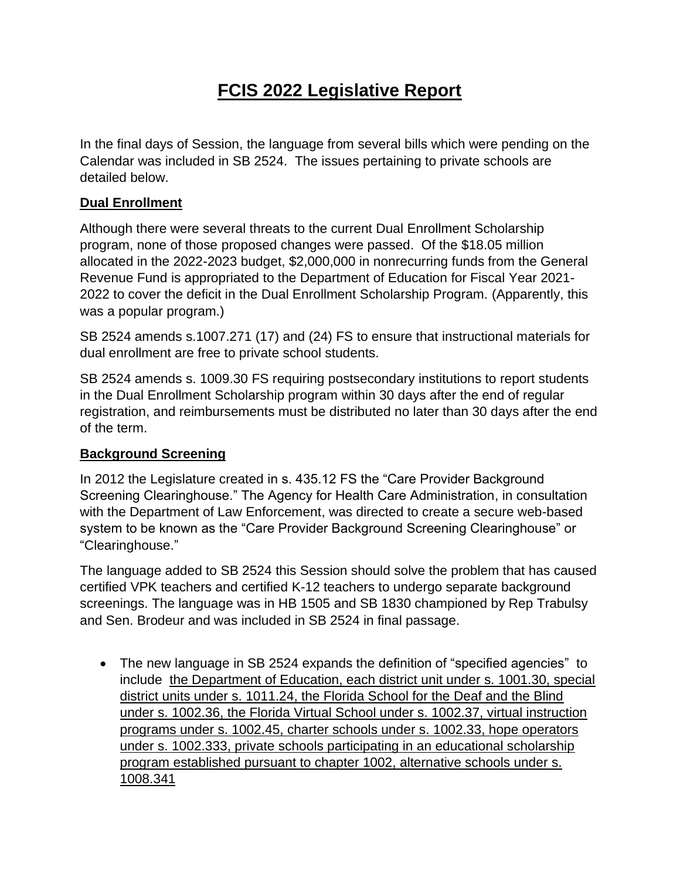# FCIS 2022 Legislative Report

In the final days of Session, the language from several bills which were pending on the Calendar was included in SB 2524. The issues pertaining to private schools are detailed below.

### Dual Enrollment

Although there were several threats to the current Dual Enrollment Scholarship program, none of those proposed changes were passed. Of the $18.05 million allocated in the 2022-2023 budget, $2,000,000 in nonrecurring funds from the General Revenue Fund is appropriated to the Department of Education for Fiscal Year 2021-2022 to cover the deficit in the Dual Enrollment Scholarship Program. (Apparently, this was a popular program.)

SB 2524 amends s.1007.271 (17) and (24) FS to ensure that instructional materials for dual enrollment are free to private school students.

SB 2524 amends s. 1009.30 FS requiring postsecondary institutions to report students in the Dual Enrollment Scholarship program within 30 days after the end of regular registration, and reimbursements must be distributed no later than 30 days after the end of the term.

### Background Screening

In 2012 the Legislature created in s. 435.12 FS the "Care Provider Background Screening Clearinghouse." The Agency for Health Care Administration, in consultation with the Department of Law Enforcement, was directed to create a secure web-based system to be known as the "Care Provider Background Screening Clearinghouse" or "Clearinghouse."

The language added to SB 2524 this Session should solve the problem that has caused certified VPK teachers and certified K-12 teachers to undergo separate background screenings. The language was in HB 1505 and SB 1830 championed by Rep Trabulsy and Sen. Brodeur and was included in SB 2524 in final passage.

- The new language in SB 2524 expands the definition of "specified agencies" to include <u>the Department of Education, each district unit under s. 1001.30, special district units under s. 1011.24, the Florida School for the Deaf and the Blind under s. 1002.36, the Florida Virtual School under s. 1002.37, virtual instruction programs under s. 1002.45, charter schools under s. 1002.33, hope operators under s. 1002.333, private schools participating in an educational scholarship program established pursuant to chapter 1002, alternative schools under s. 1008.341</u>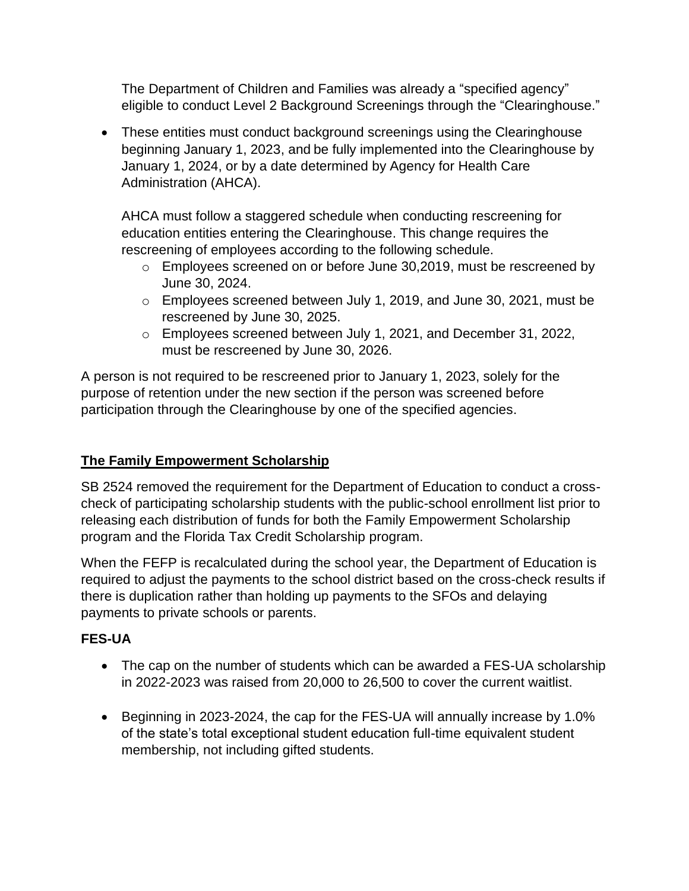The Department of Children and Families was already a "specified agency" eligible to conduct Level 2 Background Screenings through the "Clearinghouse."

- These entities must conduct background screenings using the Clearinghouse beginning January 1, 2023, and be fully implemented into the Clearinghouse by January 1, 2024, or by a date determined by Agency for Health Care Administration (AHCA).

  AHCA must follow a staggered schedule when conducting rescreening for education entities entering the Clearinghouse. This change requires the rescreening of employees according to the following schedule.
  - Employees screened on or before June 30,2019, must be rescreened by June 30, 2024.
  - Employees screened between July 1, 2019, and June 30, 2021, must be rescreened by June 30, 2025.
  - Employees screened between July 1, 2021, and December 31, 2022, must be rescreened by June 30, 2026.

A person is not required to be rescreened prior to January 1, 2023, solely for the purpose of retention under the new section if the person was screened before participation through the Clearinghouse by one of the specified agencies.

## <u>The Family Empowerment Scholarship</u>

SB 2524 removed the requirement for the Department of Education to conduct a cross-check of participating scholarship students with the public-school enrollment list prior to releasing each distribution of funds for both the Family Empowerment Scholarship program and the Florida Tax Credit Scholarship program.

When the FEFP is recalculated during the school year, the Department of Education is required to adjust the payments to the school district based on the cross-check results if there is duplication rather than holding up payments to the SFOs and delaying payments to private schools or parents.

### FES-UA

- The cap on the number of students which can be awarded a FES-UA scholarship in 2022-2023 was raised from 20,000 to 26,500 to cover the current waitlist.
- Beginning in 2023-2024, the cap for the FES-UA will annually increase by 1.0% of the state's total exceptional student education full-time equivalent student membership, not including gifted students.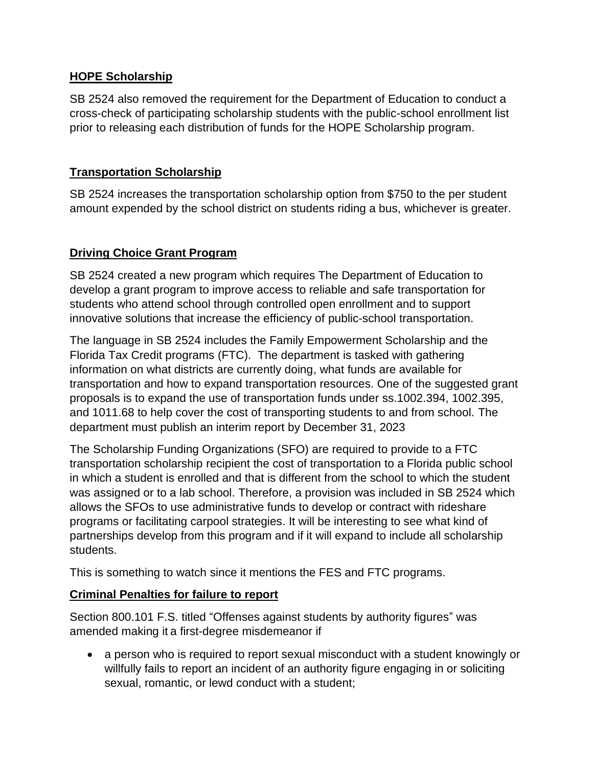## HOPE Scholarship

SB 2524 also removed the requirement for the Department of Education to conduct a cross-check of participating scholarship students with the public-school enrollment list prior to releasing each distribution of funds for the HOPE Scholarship program.

## Transportation Scholarship

SB 2524 increases the transportation scholarship option from $750 to the per student amount expended by the school district on students riding a bus, whichever is greater.

## Driving Choice Grant Program

SB 2524 created a new program which requires The Department of Education to develop a grant program to improve access to reliable and safe transportation for students who attend school through controlled open enrollment and to support innovative solutions that increase the efficiency of public-school transportation.

The language in SB 2524 includes the Family Empowerment Scholarship and the Florida Tax Credit programs (FTC). The department is tasked with gathering information on what districts are currently doing, what funds are available for transportation and how to expand transportation resources. One of the suggested grant proposals is to expand the use of transportation funds under ss.1002.394, 1002.395, and 1011.68 to help cover the cost of transporting students to and from school. The department must publish an interim report by December 31, 2023

The Scholarship Funding Organizations (SFO) are required to provide to a FTC transportation scholarship recipient the cost of transportation to a Florida public school in which a student is enrolled and that is different from the school to which the student was assigned or to a lab school. Therefore, a provision was included in SB 2524 which allows the SFOs to use administrative funds to develop or contract with rideshare programs or facilitating carpool strategies. It will be interesting to see what kind of partnerships develop from this program and if it will expand to include all scholarship students.

This is something to watch since it mentions the FES and FTC programs.

## Criminal Penalties for failure to report

Section 800.101 F.S. titled "Offenses against students by authority figures" was amended making it a first-degree misdemeanor if

- a person who is required to report sexual misconduct with a student knowingly or willfully fails to report an incident of an authority figure engaging in or soliciting sexual, romantic, or lewd conduct with a student;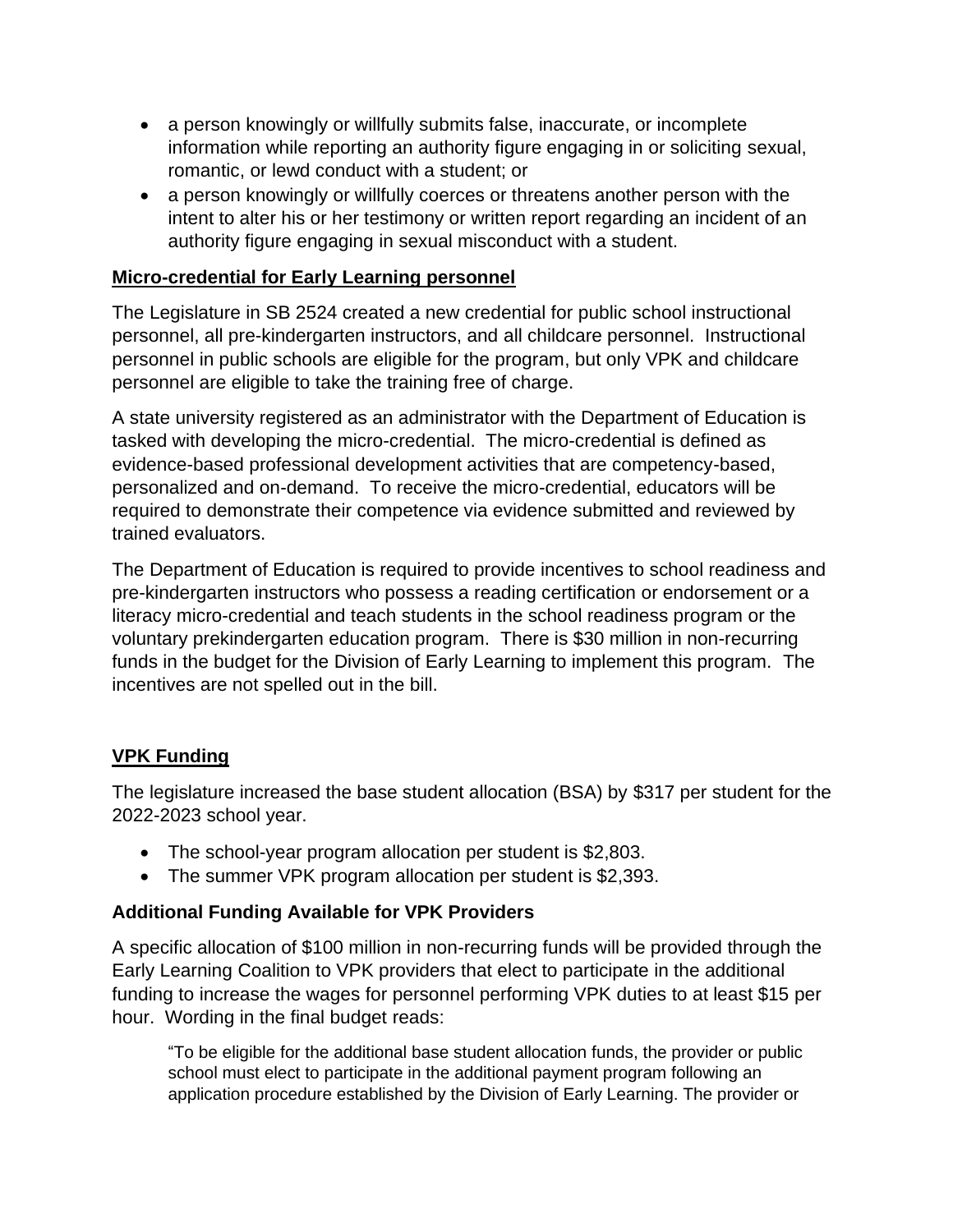- a person knowingly or willfully submits false, inaccurate, or incomplete information while reporting an authority figure engaging in or soliciting sexual, romantic, or lewd conduct with a student; or
- a person knowingly or willfully coerces or threatens another person with the intent to alter his or her testimony or written report regarding an incident of an authority figure engaging in sexual misconduct with a student.

**Micro-credential for Early Learning personnel**

The Legislature in SB 2524 created a new credential for public school instructional personnel, all pre-kindergarten instructors, and all childcare personnel. Instructional personnel in public schools are eligible for the program, but only VPK and childcare personnel are eligible to take the training free of charge.

A state university registered as an administrator with the Department of Education is tasked with developing the micro-credential. The micro-credential is defined as evidence-based professional development activities that are competency-based, personalized and on-demand. To receive the micro-credential, educators will be required to demonstrate their competence via evidence submitted and reviewed by trained evaluators.

The Department of Education is required to provide incentives to school readiness and pre-kindergarten instructors who possess a reading certification or endorsement or a literacy micro-credential and teach students in the school readiness program or the voluntary prekindergarten education program. There is $30 million in non-recurring funds in the budget for the Division of Early Learning to implement this program. The incentives are not spelled out in the bill.

**VPK Funding**

The legislature increased the base student allocation (BSA) by $317 per student for the 2022-2023 school year.

- The school-year program allocation per student is $2,803.
- The summer VPK program allocation per student is $2,393.

**Additional Funding Available for VPK Providers**

A specific allocation of $100 million in non-recurring funds will be provided through the Early Learning Coalition to VPK providers that elect to participate in the additional funding to increase the wages for personnel performing VPK duties to at least $15 per hour. Wording in the final budget reads:

> "To be eligible for the additional base student allocation funds, the provider or public school must elect to participate in the additional payment program following an application procedure established by the Division of Early Learning. The provider or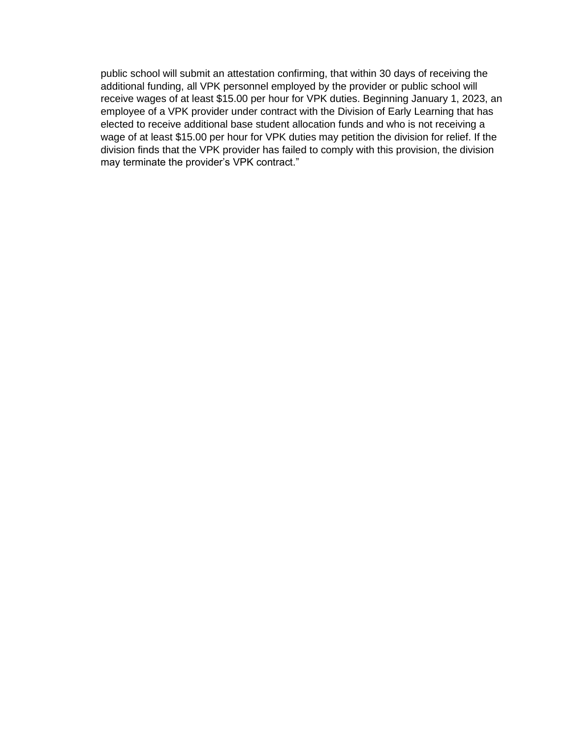public school will submit an attestation confirming, that within 30 days of receiving the additional funding, all VPK personnel employed by the provider or public school will receive wages of at least $15.00 per hour for VPK duties. Beginning January 1, 2023, an employee of a VPK provider under contract with the Division of Early Learning that has elected to receive additional base student allocation funds and who is not receiving a wage of at least $15.00 per hour for VPK duties may petition the division for relief. If the division finds that the VPK provider has failed to comply with this provision, the division may terminate the provider's VPK contract."